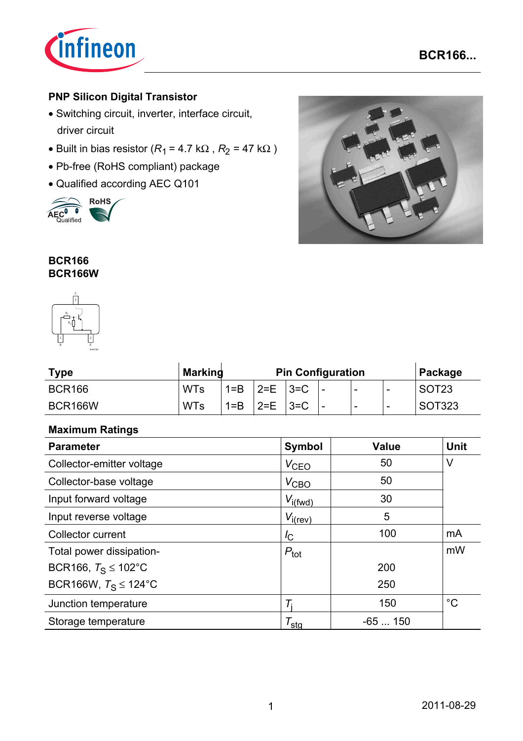# PNP Silicon Digital Transistor

- Switching circuit, inverter, interface circuit, driver circuit
- Built in bias resistor ($R_1$ = 4.7 kΩ , $R_2$ = 47 kΩ )
- Pb-free (RoHS compliant) package
- Qualified according AEC Q101

**BCR166**
**BCR166W**

| Type | Marking | Pin Configuration | | | | | | Package |
|---|---|---|---|---|---|---|---|---|
| BCR166 | WTs | 1=B | 2=E | 3=C | - | - | - | SOT23 |
| BCR166W | WTs | 1=B | 2=E | 3=C | - | - | - | SOT323 |

## Maximum Ratings

| Parameter | Symbol | Value | Unit |
|---|---|---|---|
| Collector-emitter voltage | $V_{CEO}$ | 50 | V |
| Collector-base voltage | $V_{CBO}$ | 50 | |
| Input forward voltage | $V_{i(fwd)}$ | 30 | |
| Input reverse voltage | $V_{i(rev)}$ | 5 | |
| Collector current | $I_C$ | 100 | mA |
| Total power dissipation- | $P_{tot}$ | | mW |
| BCR166, $T_S \leq 102°C$ | | 200 | |
| BCR166W, $T_S \leq 124°C$ | | 250 | |
| Junction temperature | $T_j$ | 150 | °C |
| Storage temperature | $T_{stg}$ | -65 ... 150 | |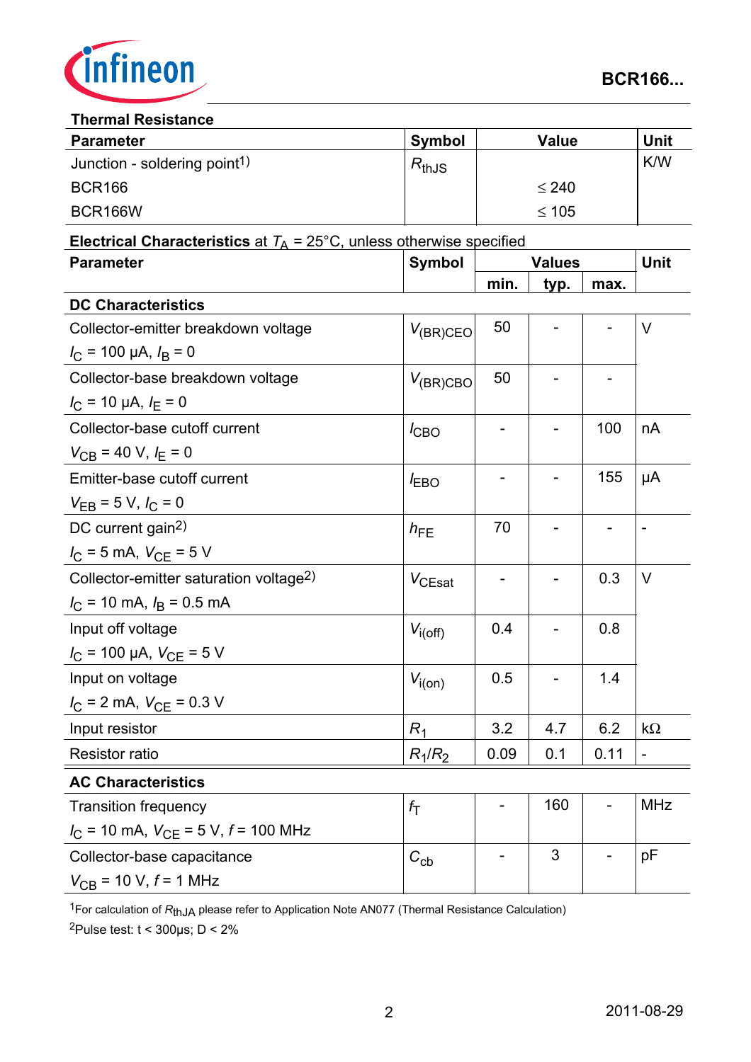### Thermal Resistance

| Parameter | Symbol | Value | Unit |
|---|---|---|---|
| Junction - soldering point[1] | $R_{thJS}$ | | K/W |
| BCR166 | | ≤ 240 | |
| BCR166W | | ≤ 105 | |

### Electrical Characteristics at $T_A$ = 25°C, unless otherwise specified

| Parameter | Symbol | Values | | | Unit |
|---|---|---|---|---|---|
| | | min. | typ. | max. | |
| **DC Characteristics** | | | | | |
| Collector-emitter breakdown voltage $I_C$ = 100 µA, $I_B$ = 0 | $V_{(BR)CEO}$ | 50 | - | - | V |
| Collector-base breakdown voltage $I_C$ = 10 µA, $I_E$ = 0 | $V_{(BR)CBO}$ | 50 | - | - | |
| Collector-base cutoff current $V_{CB}$ = 40 V, $I_E$ = 0 | $I_{CBO}$ | - | - | 100 | nA |
| Emitter-base cutoff current $V_{EB}$ = 5 V, $I_C$ = 0 | $I_{EBO}$ | - | - | 155 | µA |
| DC current gain[2] $I_C$ = 5 mA, $V_{CE}$ = 5 V | $h_{FE}$ | 70 | - | - | - |
| Collector-emitter saturation voltage[2] $I_C$ = 10 mA, $I_B$ = 0.5 mA | $V_{CEsat}$ | - | - | 0.3 | V |
| Input off voltage $I_C$ = 100 µA, $V_{CE}$ = 5 V | $V_{i(off)}$ | 0.4 | - | 0.8 | |
| Input on voltage $I_C$ = 2 mA, $V_{CE}$ = 0.3 V | $V_{i(on)}$ | 0.5 | - | 1.4 | |
| Input resistor | $R_1$ | 3.2 | 4.7 | 6.2 | kΩ |
| Resistor ratio | $R_1/R_2$ | 0.09 | 0.1 | 0.11 | - |
| **AC Characteristics** | | | | | |
| Transition frequency $I_C$ = 10 mA, $V_{CE}$ = 5 V, $f$ = 100 MHz | $f_T$ | - | 160 | - | MHz |
| Collector-base capacitance $V_{CB}$ = 10 V, $f$ = 1 MHz | $C_{cb}$ | - | 3 | - | pF |

[1]For calculation of $R_{thJA}$ please refer to Application Note AN077 (Thermal Resistance Calculation)

[2]Pulse test: t < 300µs; D < 2%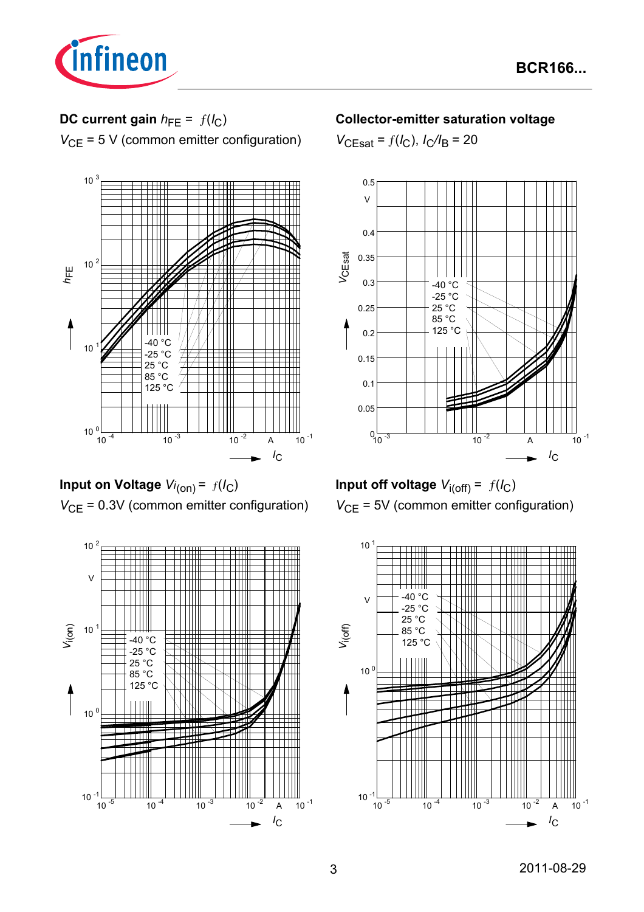**DC current gain $h_{FE}$ = $f(I_C)$**

$V_{CE}$ = 5 V (common emitter configuration)

$10^3$

$10^2$

$10^1$

$10^0$

$h_{FE}$

-40 °C
-25 °C
25 °C
85 °C
125 °C

$10^{-4}$ $10^{-3}$ $10^{-2}$ A $10^{-1}$

$I_C$

**Collector-emitter saturation voltage**

$V_{CEsat}$ = $f(I_C)$, $I_C/I_B$ = 20

0.5
V
0.4
0.35
0.3
0.25
0.2
0.15
0.1
0.05
0

$V_{CEsat}$

-40 °C
-25 °C
25 °C
85 °C
125 °C

$10^{-3}$ $10^{-2}$ A $10^{-1}$

$I_C$

**Input on Voltage $V_{i(on)}$ = $f(I_C)$**

$V_{CE}$ = 0.3V (common emitter configuration)

$10^2$
V
$10^1$
$10^0$
$10^{-1}$

$V_{i(on)}$

-40 °C
-25 °C
25 °C
85 °C
125 °C

$10^{-5}$ $10^{-4}$ $10^{-3}$ $10^{-2}$ A $10^{-1}$

$I_C$

**Input off voltage $V_{i(off)}$ = $f(I_C)$**

$V_{CE}$ = 5V (common emitter configuration)

$10^1$
V
$10^0$
$10^{-1}$

$V_{i(off)}$

-40 °C
-25 °C
25 °C
85 °C
125 °C

$10^{-5}$ $10^{-4}$ $10^{-3}$ $10^{-2}$ A $10^{-1}$

$I_C$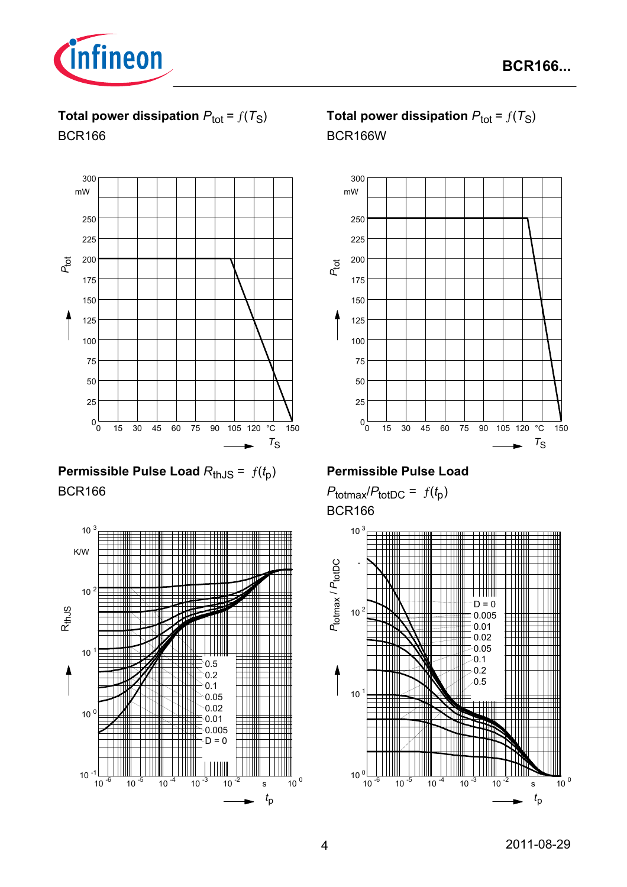**Total power dissipation $P_{tot} = f(T_S)$**

BCR166

**Total power dissipation $P_{tot} = f(T_S)$**

BCR166W

**Permissible Pulse Load $R_{thJS} = f(t_p)$**

BCR166

**Permissible Pulse Load**

$P_{totmax}/P_{totDC} = f(t_p)$

BCR166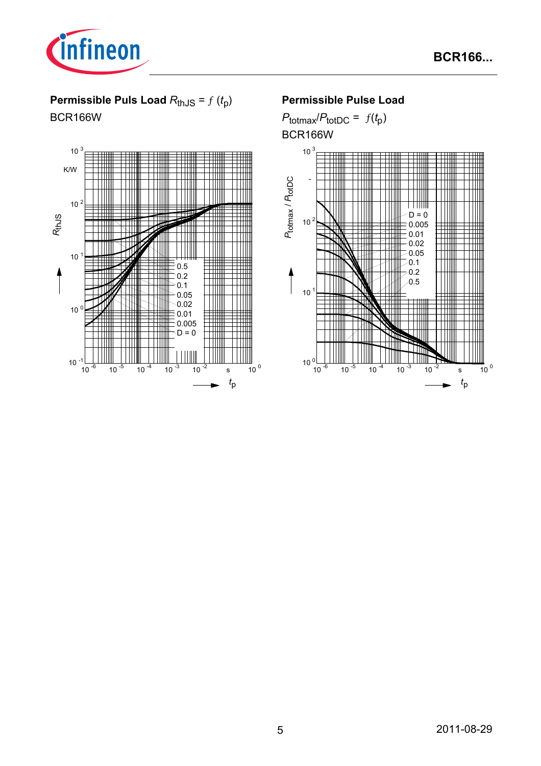**Permissible Puls Load $R_{thJS} = f(t_p)$**

BCR166W

$10^{3}$
K/W
$10^{2}$
$10^{1}$
$10^{0}$
$10^{-1}$
$R_{thJS}$
$10^{-6}$ $10^{-5}$ $10^{-4}$ $10^{-3}$ $10^{-2}$ s $10^{0}$
$t_p$

0.5
0.2
0.1
0.05
0.02
0.01
0.005
D = 0

**Permissible Pulse Load**

$P_{totmax}/P_{totDC} = f(t_p)$

BCR166W

$10^{3}$
-
$10^{2}$
$10^{1}$
$10^{0}$
$P_{totmax} / P_{totDC}$
$10^{-6}$ $10^{-5}$ $10^{-4}$ $10^{-3}$ $10^{-2}$ s $10^{0}$
$t_p$

D = 0
0.005
0.01
0.02
0.05
0.1
0.2
0.5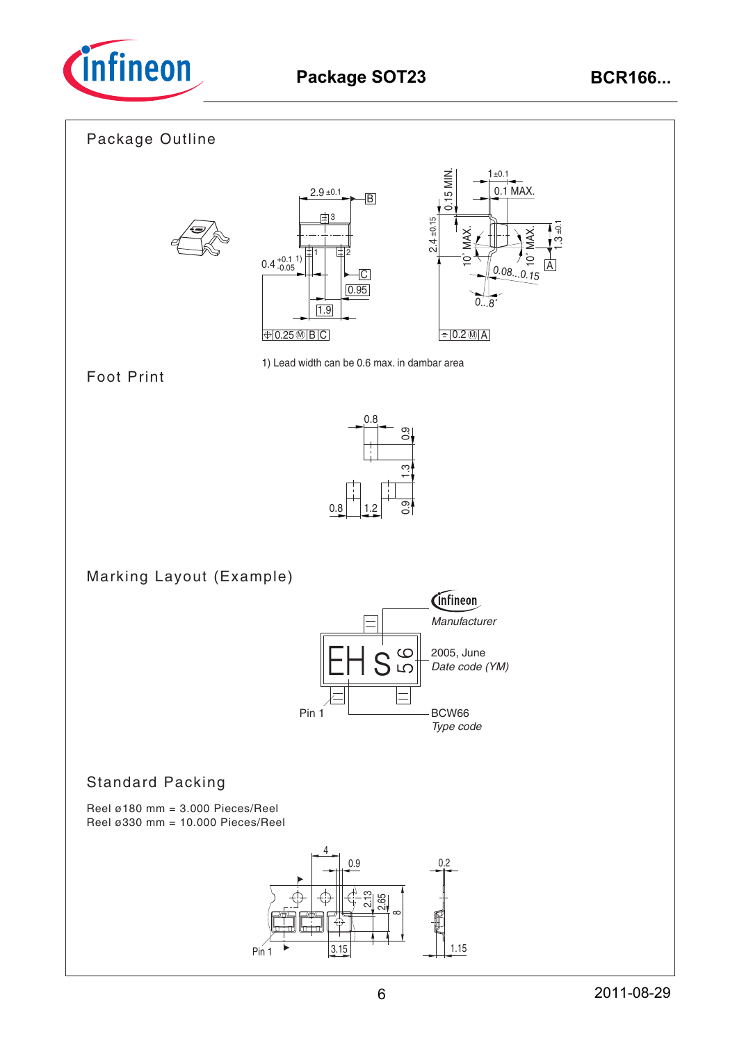## Package Outline

2.9 ±0.1
B
3
1
2
0.4 +0.1 -0.05 1)
C
0.95
1.9
0.25 M B C

0.15 MIN.
1 ±0.1
0.1 MAX.
2.4 ±0.15
10° MAX.
10° MAX.
1.3 ±0.1
A
0.08...0.15
0...8°
0.2 M A

1) Lead width can be 0.6 max. in dambar area

## Foot Print

0.8
0.9
1.3
0.9
0.8
1.2

## Marking Layout (Example)

EH s 56

Manufacturer

2005, June
*Date code (YM)*

Pin 1

BCW66
*Type code*

## Standard Packing

Reel ø180 mm = 3.000 Pieces/Reel
Reel ø330 mm = 10.000 Pieces/Reel

4
0.9
2.13
2.65
8
0.2
Pin 1
3.15
1.15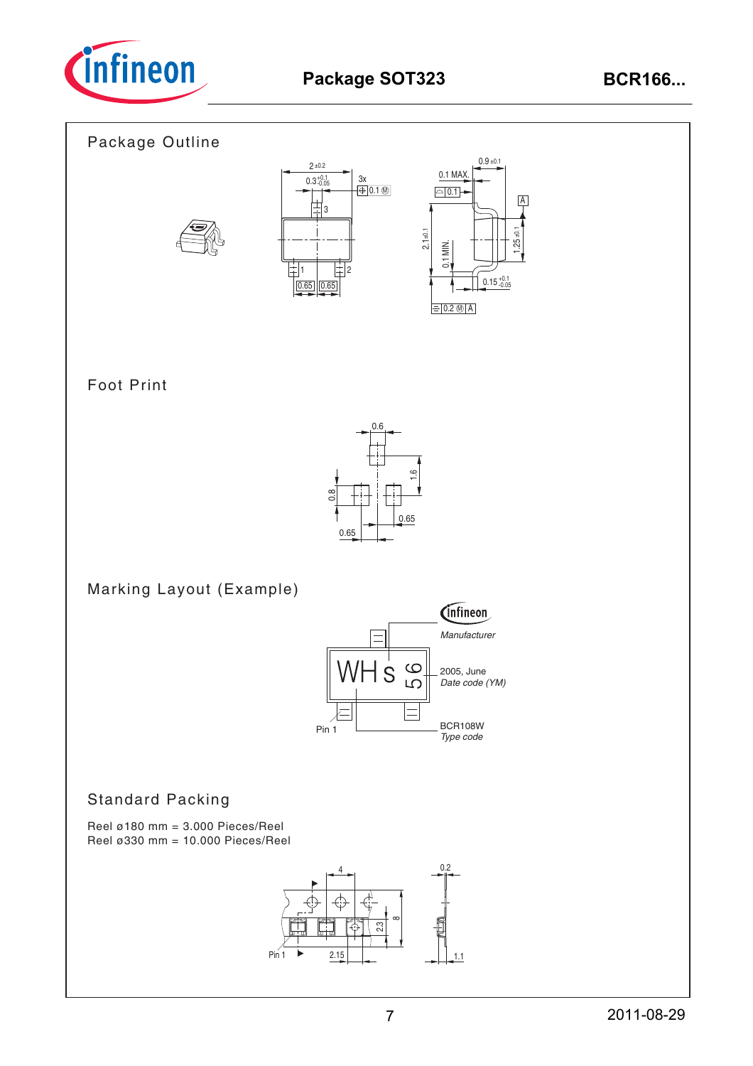# Package SOT323

## Package Outline

2 ±0.2
$0.3^{+0.1}_{-0.05}$
3x
0.1 M
3
1
2
0.65
0.65

0.9 ±0.1
0.1 MAX.
0.1
A
2.1±0.1
0.1 MIN.
1.25 ±0.1
$0.15^{+0.1}_{-0.05}$
0.2 M A

## Foot Print

0.6
1.6
0.8
0.65
0.65

## Marking Layout (Example)

Infineon
*Manufacturer*

WHs 56

2005, June
*Date code (YM)*

Pin 1

BCR108W
*Type code*

## Standard Packing

Reel ø180 mm = 3.000 Pieces/Reel
Reel ø330 mm = 10.000 Pieces/Reel

4
0.2
8
2.3
Pin 1
2.15
1.1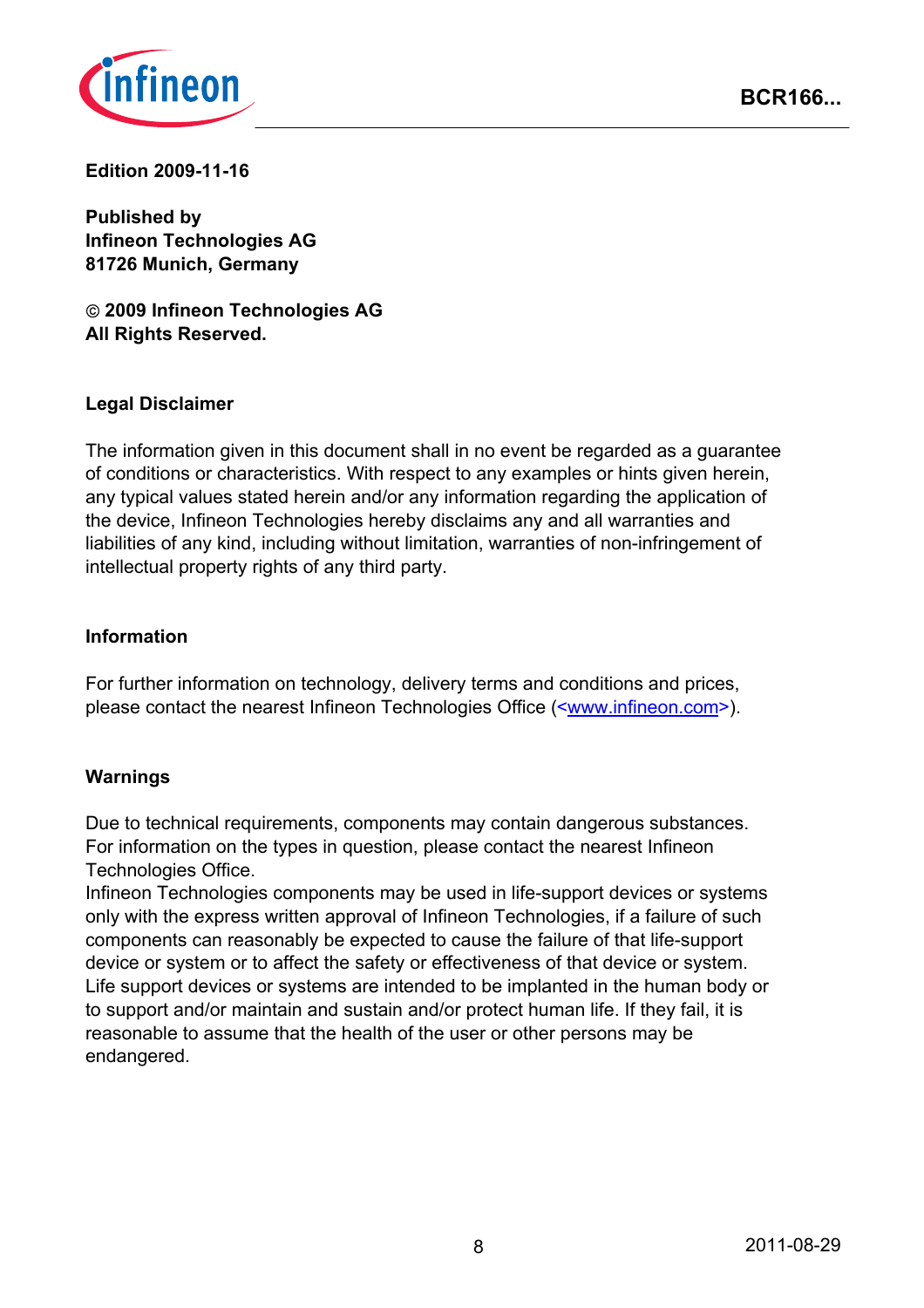**Edition 2009-11-16**

**Published by**
**Infineon Technologies AG**
**81726 Munich, Germany**

**© 2009 Infineon Technologies AG**
**All Rights Reserved.**

## Legal Disclaimer

The information given in this document shall in no event be regarded as a guarantee of conditions or characteristics. With respect to any examples or hints given herein, any typical values stated herein and/or any information regarding the application of the device, Infineon Technologies hereby disclaims any and all warranties and liabilities of any kind, including without limitation, warranties of non-infringement of intellectual property rights of any third party.

## Information

For further information on technology, delivery terms and conditions and prices, please contact the nearest Infineon Technologies Office (<www.infineon.com>).

## Warnings

Due to technical requirements, components may contain dangerous substances. For information on the types in question, please contact the nearest Infineon Technologies Office.
Infineon Technologies components may be used in life-support devices or systems only with the express written approval of Infineon Technologies, if a failure of such components can reasonably be expected to cause the failure of that life-support device or system or to affect the safety or effectiveness of that device or system. Life support devices or systems are intended to be implanted in the human body or to support and/or maintain and sustain and/or protect human life. If they fail, it is reasonable to assume that the health of the user or other persons may be endangered.